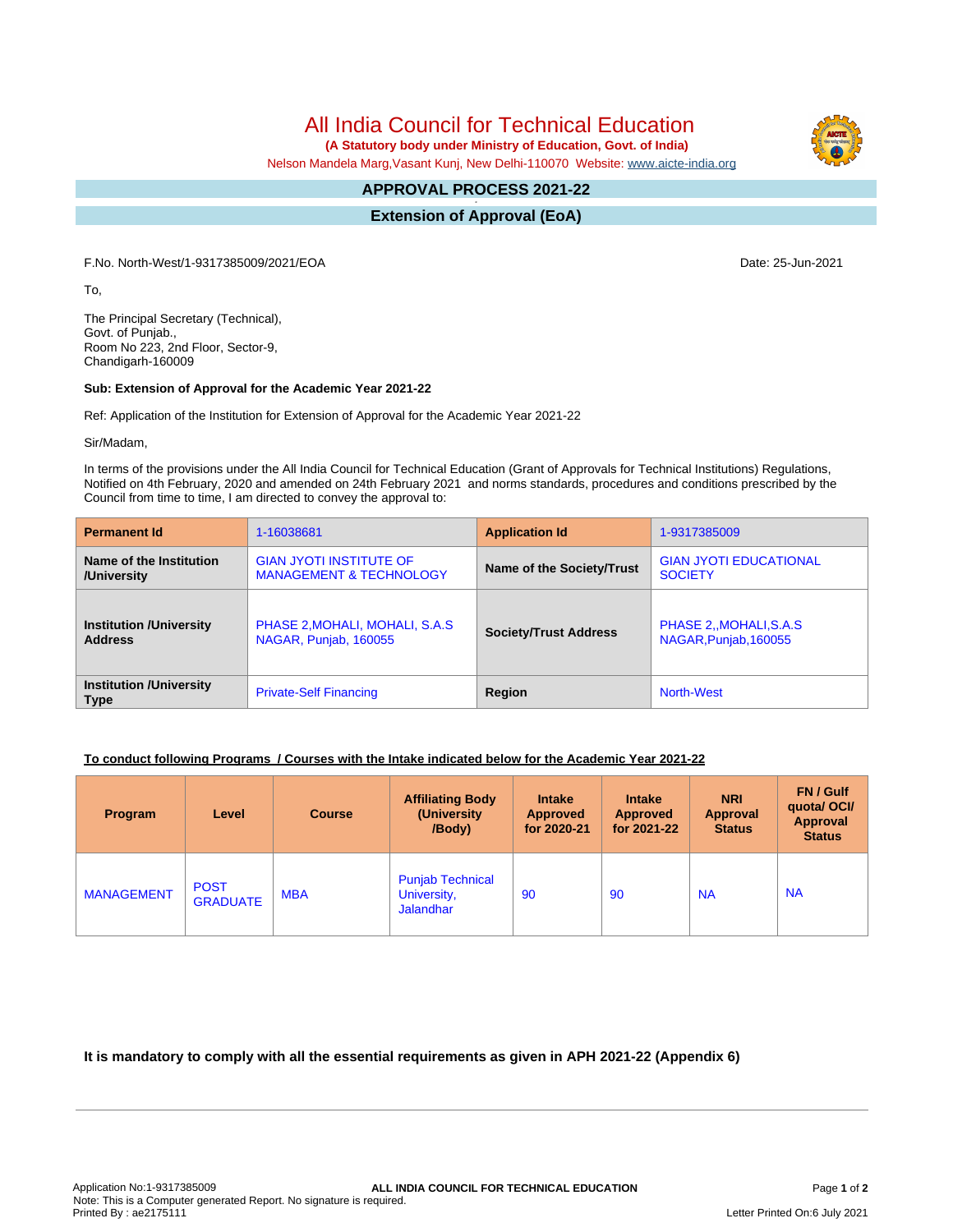# All India Council for Technical Education

**(A Statutory body under Ministry of Education, Govt. of India)**

Nelson Mandela Marg,Vasant Kunj, New Delhi-110070 Website: www.aicte-india.org

## APPROVAL PROCESS 2021-22

## Extension of Approval (EoA)

F.No. North-West/1-9317385009/2021/EOA

Date: 25-Jun-2021

To,

The Principal Secretary (Technical),
Govt. of Punjab.,
Room No 223, 2nd Floor, Sector-9,
Chandigarh-160009

**Sub: Extension of Approval for the Academic Year 2021-22**

Ref: Application of the Institution for Extension of Approval for the Academic Year 2021-22

Sir/Madam,

In terms of the provisions under the All India Council for Technical Education (Grant of Approvals for Technical Institutions) Regulations, Notified on 4th February, 2020 and amended on 24th February 2021 and norms standards, procedures and conditions prescribed by the Council from time to time, I am directed to convey the approval to:

| **Permanent Id** | 1-16038681 | **Application Id** | 1-9317385009 |
|---|---|---|---|
| **Name of the Institution /University** | GIAN JYOTI INSTITUTE OF MANAGEMENT & TECHNOLOGY | **Name of the Society/Trust** | GIAN JYOTI EDUCATIONAL SOCIETY |
| **Institution /University Address** | PHASE 2,MOHALI, MOHALI, S.A.S NAGAR, Punjab, 160055 | **Society/Trust Address** | PHASE 2,,MOHALI,S.A.S NAGAR,Punjab,160055 |
| **Institution /University Type** | Private-Self Financing | **Region** | North-West |

**To conduct following Programs / Courses with the Intake indicated below for the Academic Year 2021-22**

| Program | Level | Course | Affiliating Body (University /Body) | Intake Approved for 2020-21 | Intake Approved for 2021-22 | NRI Approval Status | FN / Gulf quota/ OCI/ Approval Status |
|---|---|---|---|---|---|---|---|
| MANAGEMENT | POST GRADUATE | MBA | Punjab Technical University, Jalandhar | 90 | 90 | NA | NA |

**It is mandatory to comply with all the essential requirements as given in APH 2021-22 (Appendix 6)**

Application No:1-9317385009
Note: This is a Computer generated Report. No signature is required.
Printed By : ae2175111

Letter Printed On:6 July 2021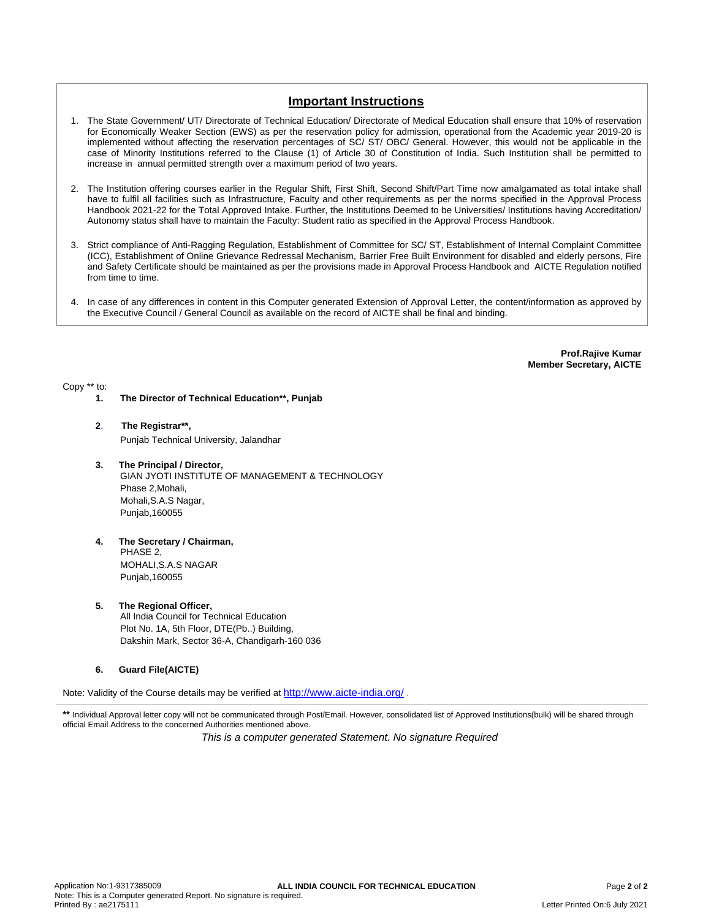## Important Instructions

1. The State Government/ UT/ Directorate of Technical Education/ Directorate of Medical Education shall ensure that 10% of reservation for Economically Weaker Section (EWS) as per the reservation policy for admission, operational from the Academic year 2019-20 is implemented without affecting the reservation percentages of SC/ ST/ OBC/ General. However, this would not be applicable in the case of Minority Institutions referred to the Clause (1) of Article 30 of Constitution of India. Such Institution shall be permitted to increase in annual permitted strength over a maximum period of two years.

2. The Institution offering courses earlier in the Regular Shift, First Shift, Second Shift/Part Time now amalgamated as total intake shall have to fulfil all facilities such as Infrastructure, Faculty and other requirements as per the norms specified in the Approval Process Handbook 2021-22 for the Total Approved Intake. Further, the Institutions Deemed to be Universities/ Institutions having Accreditation/ Autonomy status shall have to maintain the Faculty: Student ratio as specified in the Approval Process Handbook.

3. Strict compliance of Anti-Ragging Regulation, Establishment of Committee for SC/ ST, Establishment of Internal Complaint Committee (ICC), Establishment of Online Grievance Redressal Mechanism, Barrier Free Built Environment for disabled and elderly persons, Fire and Safety Certificate should be maintained as per the provisions made in Approval Process Handbook and AICTE Regulation notified from time to time.

4. In case of any differences in content in this Computer generated Extension of Approval Letter, the content/information as approved by the Executive Council / General Council as available on the record of AICTE shall be final and binding.

**Prof.Rajive Kumar**
**Member Secretary, AICTE**

Copy ** to:

1. **The Director of Technical Education**, Punjab**

2. **The Registrar**,**
   Punjab Technical University, Jalandhar

3. **The Principal / Director,**
   GIAN JYOTI INSTITUTE OF MANAGEMENT & TECHNOLOGY
   Phase 2,Mohali,
   Mohali,S.A.S Nagar,
   Punjab,160055

4. **The Secretary / Chairman,**
   PHASE 2,
   MOHALI,S.A.S NAGAR
   Punjab,160055

5. **The Regional Officer,**
   All India Council for Technical Education
   Plot No. 1A, 5th Floor, DTE(Pb..) Building,
   Dakshin Mark, Sector 36-A, Chandigarh-160 036

6. **Guard File(AICTE)**

Note: Validity of the Course details may be verified at http://www.aicte-india.org/ .

**\*\*** Individual Approval letter copy will not be communicated through Post/Email. However, consolidated list of Approved Institutions(bulk) will be shared through official Email Address to the concerned Authorities mentioned above.

*This is a computer generated Statement. No signature Required*

Application No:1-9317385009
**ALL INDIA COUNCIL FOR TECHNICAL EDUCATION**
Note: This is a Computer generated Report. No signature is required.
Printed By : ae2175111
Letter Printed On:6 July 2021